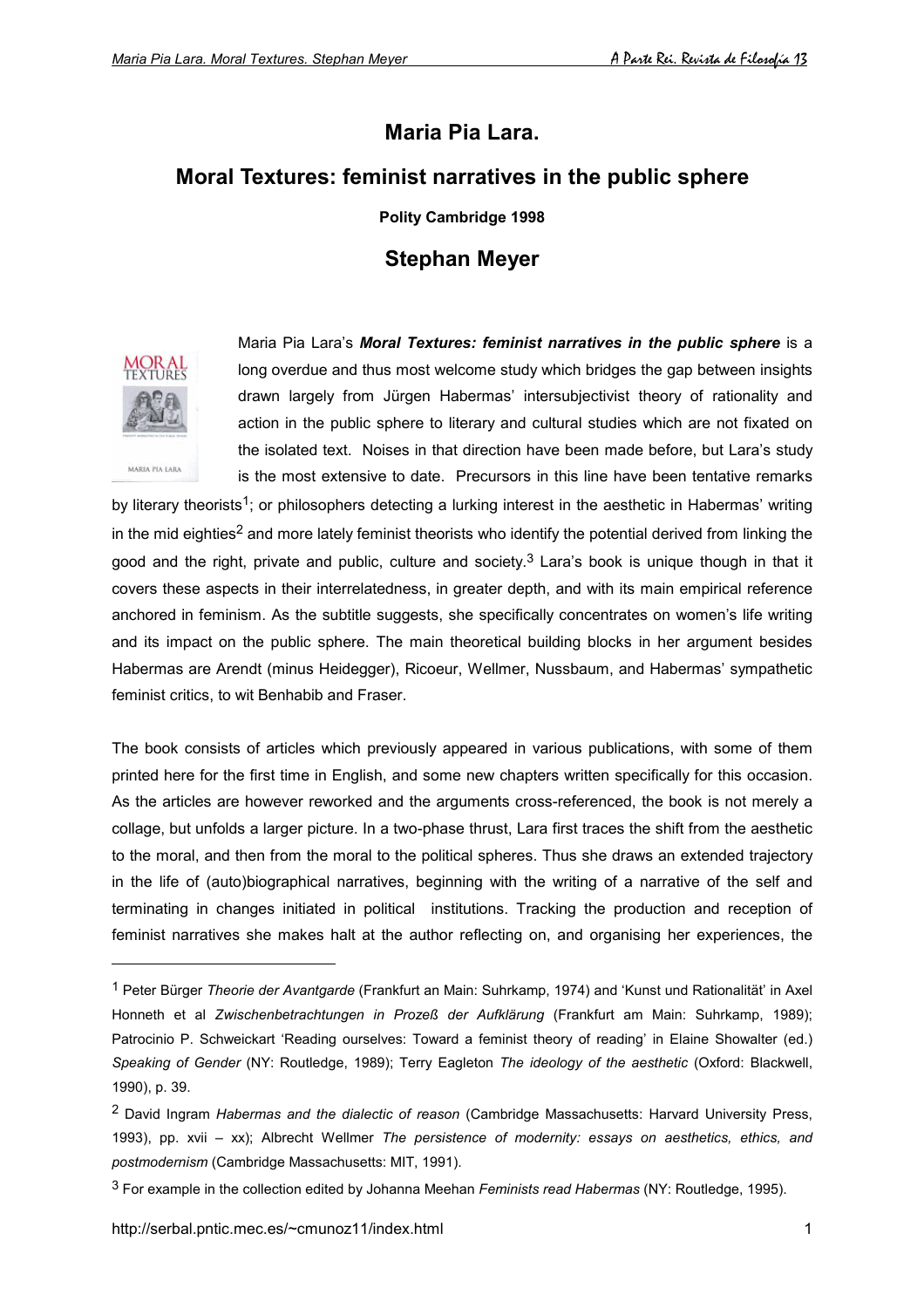# Maria Pia Lara.

## Moral Textures: feminist narratives in the public sphere

**Polity Cambridge 1998**

## Stephan Meyer

Maria Pia Lara's ***Moral Textures: feminist narratives in the public sphere*** is a long overdue and thus most welcome study which bridges the gap between insights drawn largely from Jürgen Habermas' intersubjectivist theory of rationality and action in the public sphere to literary and cultural studies which are not fixated on the isolated text. Noises in that direction have been made before, but Lara's study is the most extensive to date. Precursors in this line have been tentative remarks by literary theorists[1]; or philosophers detecting a lurking interest in the aesthetic in Habermas' writing in the mid eighties[2] and more lately feminist theorists who identify the potential derived from linking the good and the right, private and public, culture and society.[3] Lara's book is unique though in that it covers these aspects in their interrelatedness, in greater depth, and with its main empirical reference anchored in feminism. As the subtitle suggests, she specifically concentrates on women's life writing and its impact on the public sphere. The main theoretical building blocks in her argument besides Habermas are Arendt (minus Heidegger), Ricoeur, Wellmer, Nussbaum, and Habermas' sympathetic feminist critics, to wit Benhabib and Fraser.

The book consists of articles which previously appeared in various publications, with some of them printed here for the first time in English, and some new chapters written specifically for this occasion. As the articles are however reworked and the arguments cross-referenced, the book is not merely a collage, but unfolds a larger picture. In a two-phase thrust, Lara first traces the shift from the aesthetic to the moral, and then from the moral to the political spheres. Thus she draws an extended trajectory in the life of (auto)biographical narratives, beginning with the writing of a narrative of the self and terminating in changes initiated in political institutions. Tracking the production and reception of feminist narratives she makes halt at the author reflecting on, and organising her experiences, the

---

[1] Peter Bürger *Theorie der Avantgarde* (Frankfurt an Main: Suhrkamp, 1974) and 'Kunst und Rationalität' in Axel Honneth et al *Zwischenbetrachtungen in Prozeß der Aufklärung* (Frankfurt am Main: Suhrkamp, 1989); Patrocinio P. Schweickart 'Reading ourselves: Toward a feminist theory of reading' in Elaine Showalter (ed.) *Speaking of Gender* (NY: Routledge, 1989); Terry Eagleton *The ideology of the aesthetic* (Oxford: Blackwell, 1990), p. 39.

[2] David Ingram *Habermas and the dialectic of reason* (Cambridge Massachusetts: Harvard University Press, 1993), pp. xvii – xx); Albrecht Wellmer *The persistence of modernity: essays on aesthetics, ethics, and postmodernism* (Cambridge Massachusetts: MIT, 1991).

[3] For example in the collection edited by Johanna Meehan *Feminists read Habermas* (NY: Routledge, 1995).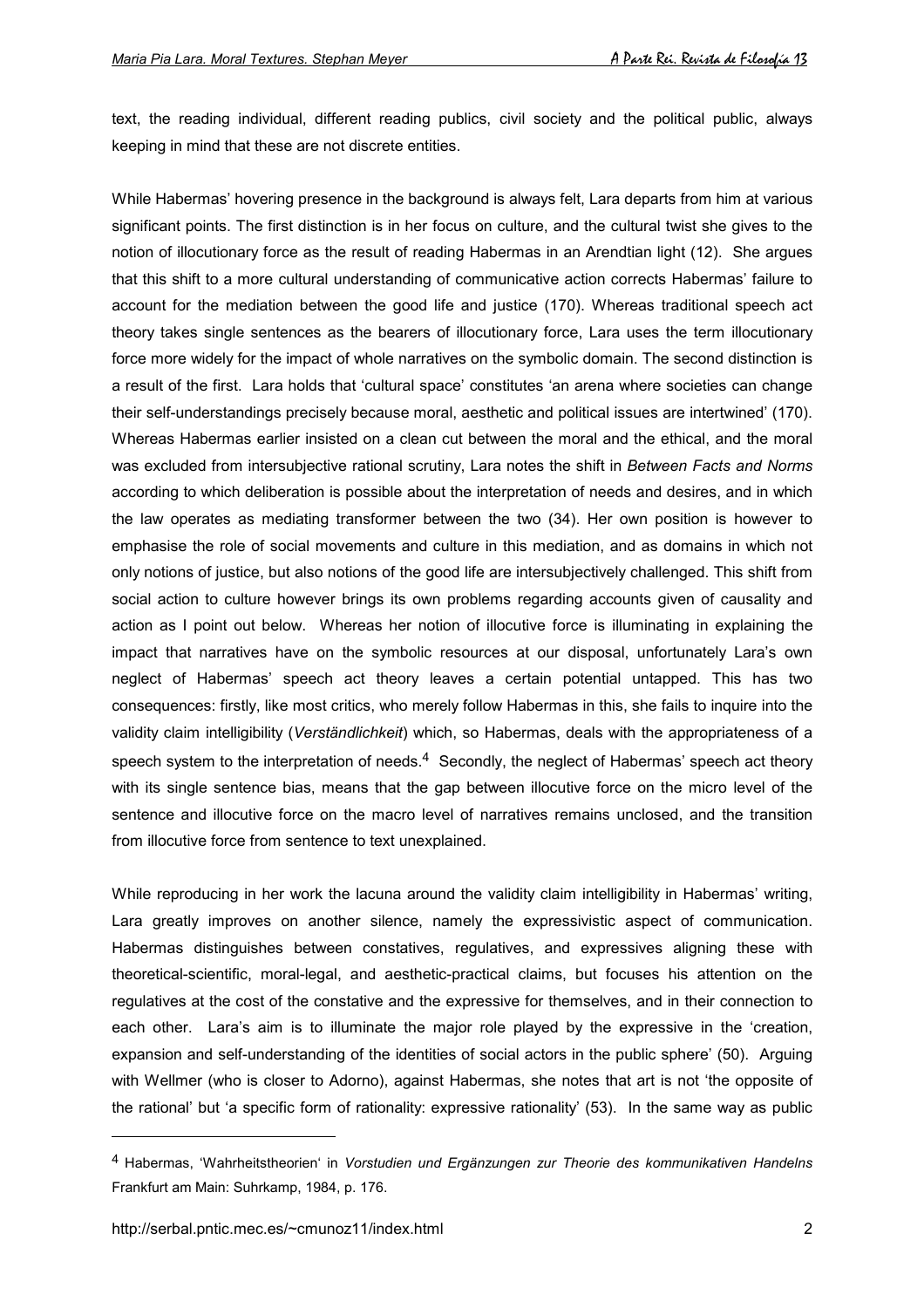text, the reading individual, different reading publics, civil society and the political public, always keeping in mind that these are not discrete entities.

While Habermas' hovering presence in the background is always felt, Lara departs from him at various significant points. The first distinction is in her focus on culture, and the cultural twist she gives to the notion of illocutionary force as the result of reading Habermas in an Arendtian light (12). She argues that this shift to a more cultural understanding of communicative action corrects Habermas' failure to account for the mediation between the good life and justice (170). Whereas traditional speech act theory takes single sentences as the bearers of illocutionary force, Lara uses the term illocutionary force more widely for the impact of whole narratives on the symbolic domain. The second distinction is a result of the first. Lara holds that 'cultural space' constitutes 'an arena where societies can change their self-understandings precisely because moral, aesthetic and political issues are intertwined' (170). Whereas Habermas earlier insisted on a clean cut between the moral and the ethical, and the moral was excluded from intersubjective rational scrutiny, Lara notes the shift in *Between Facts and Norms* according to which deliberation is possible about the interpretation of needs and desires, and in which the law operates as mediating transformer between the two (34). Her own position is however to emphasise the role of social movements and culture in this mediation, and as domains in which not only notions of justice, but also notions of the good life are intersubjectively challenged. This shift from social action to culture however brings its own problems regarding accounts given of causality and action as I point out below. Whereas her notion of illocutive force is illuminating in explaining the impact that narratives have on the symbolic resources at our disposal, unfortunately Lara's own neglect of Habermas' speech act theory leaves a certain potential untapped. This has two consequences: firstly, like most critics, who merely follow Habermas in this, she fails to inquire into the validity claim intelligibility (*Verständlichkeit*) which, so Habermas, deals with the appropriateness of a speech system to the interpretation of needs.[4] Secondly, the neglect of Habermas' speech act theory with its single sentence bias, means that the gap between illocutive force on the micro level of the sentence and illocutive force on the macro level of narratives remains unclosed, and the transition from illocutive force from sentence to text unexplained.

While reproducing in her work the lacuna around the validity claim intelligibility in Habermas' writing, Lara greatly improves on another silence, namely the expressivistic aspect of communication. Habermas distinguishes between constatives, regulatives, and expressives aligning these with theoretical-scientific, moral-legal, and aesthetic-practical claims, but focuses his attention on the regulatives at the cost of the constative and the expressive for themselves, and in their connection to each other. Lara's aim is to illuminate the major role played by the expressive in the 'creation, expansion and self-understanding of the identities of social actors in the public sphere' (50). Arguing with Wellmer (who is closer to Adorno), against Habermas, she notes that art is not 'the opposite of the rational' but 'a specific form of rationality: expressive rationality' (53). In the same way as public

---

[4] Habermas, 'Wahrheitstheorien' in *Vorstudien und Ergänzungen zur Theorie des kommunikativen Handelns* Frankfurt am Main: Suhrkamp, 1984, p. 176.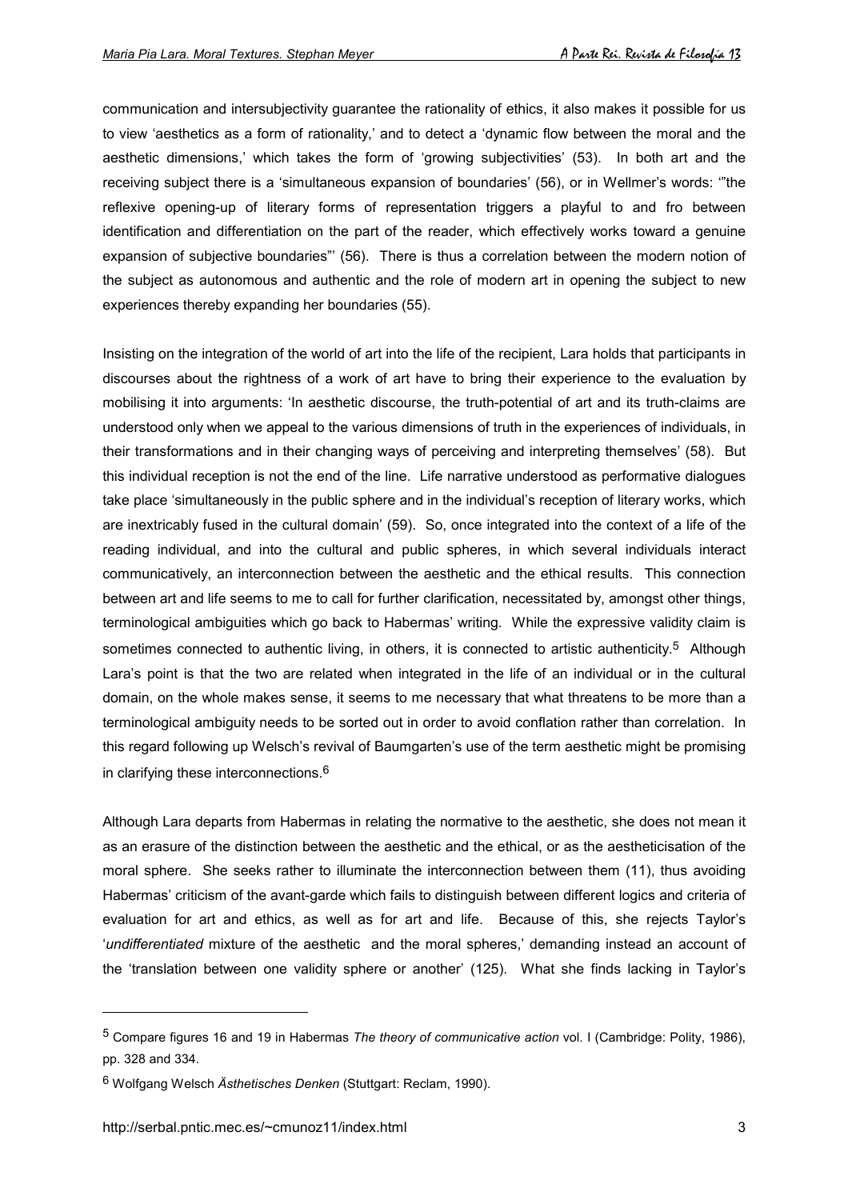communication and intersubjectivity guarantee the rationality of ethics, it also makes it possible for us to view 'aesthetics as a form of rationality,' and to detect a 'dynamic flow between the moral and the aesthetic dimensions,' which takes the form of 'growing subjectivities' (53). In both art and the receiving subject there is a 'simultaneous expansion of boundaries' (56), or in Wellmer's words: '"the reflexive opening-up of literary forms of representation triggers a playful to and fro between identification and differentiation on the part of the reader, which effectively works toward a genuine expansion of subjective boundaries"' (56). There is thus a correlation between the modern notion of the subject as autonomous and authentic and the role of modern art in opening the subject to new experiences thereby expanding her boundaries (55).

Insisting on the integration of the world of art into the life of the recipient, Lara holds that participants in discourses about the rightness of a work of art have to bring their experience to the evaluation by mobilising it into arguments: 'In aesthetic discourse, the truth-potential of art and its truth-claims are understood only when we appeal to the various dimensions of truth in the experiences of individuals, in their transformations and in their changing ways of perceiving and interpreting themselves' (58). But this individual reception is not the end of the line. Life narrative understood as performative dialogues take place 'simultaneously in the public sphere and in the individual's reception of literary works, which are inextricably fused in the cultural domain' (59). So, once integrated into the context of a life of the reading individual, and into the cultural and public spheres, in which several individuals interact communicatively, an interconnection between the aesthetic and the ethical results. This connection between art and life seems to me to call for further clarification, necessitated by, amongst other things, terminological ambiguities which go back to Habermas' writing. While the expressive validity claim is sometimes connected to authentic living, in others, it is connected to artistic authenticity.[5] Although Lara's point is that the two are related when integrated in the life of an individual or in the cultural domain, on the whole makes sense, it seems to me necessary that what threatens to be more than a terminological ambiguity needs to be sorted out in order to avoid conflation rather than correlation. In this regard following up Welsch's revival of Baumgarten's use of the term aesthetic might be promising in clarifying these interconnections.[6]

Although Lara departs from Habermas in relating the normative to the aesthetic, she does not mean it as an erasure of the distinction between the aesthetic and the ethical, or as the aestheticisation of the moral sphere. She seeks rather to illuminate the interconnection between them (11), thus avoiding Habermas' criticism of the avant-garde which fails to distinguish between different logics and criteria of evaluation for art and ethics, as well as for art and life. Because of this, she rejects Taylor's '*undifferentiated* mixture of the aesthetic and the moral spheres,' demanding instead an account of the 'translation between one validity sphere or another' (125). What she finds lacking in Taylor's

---

[5] Compare figures 16 and 19 in Habermas *The theory of communicative action* vol. I (Cambridge: Polity, 1986), pp. 328 and 334.

[6] Wolfgang Welsch *Ästhetisches Denken* (Stuttgart: Reclam, 1990).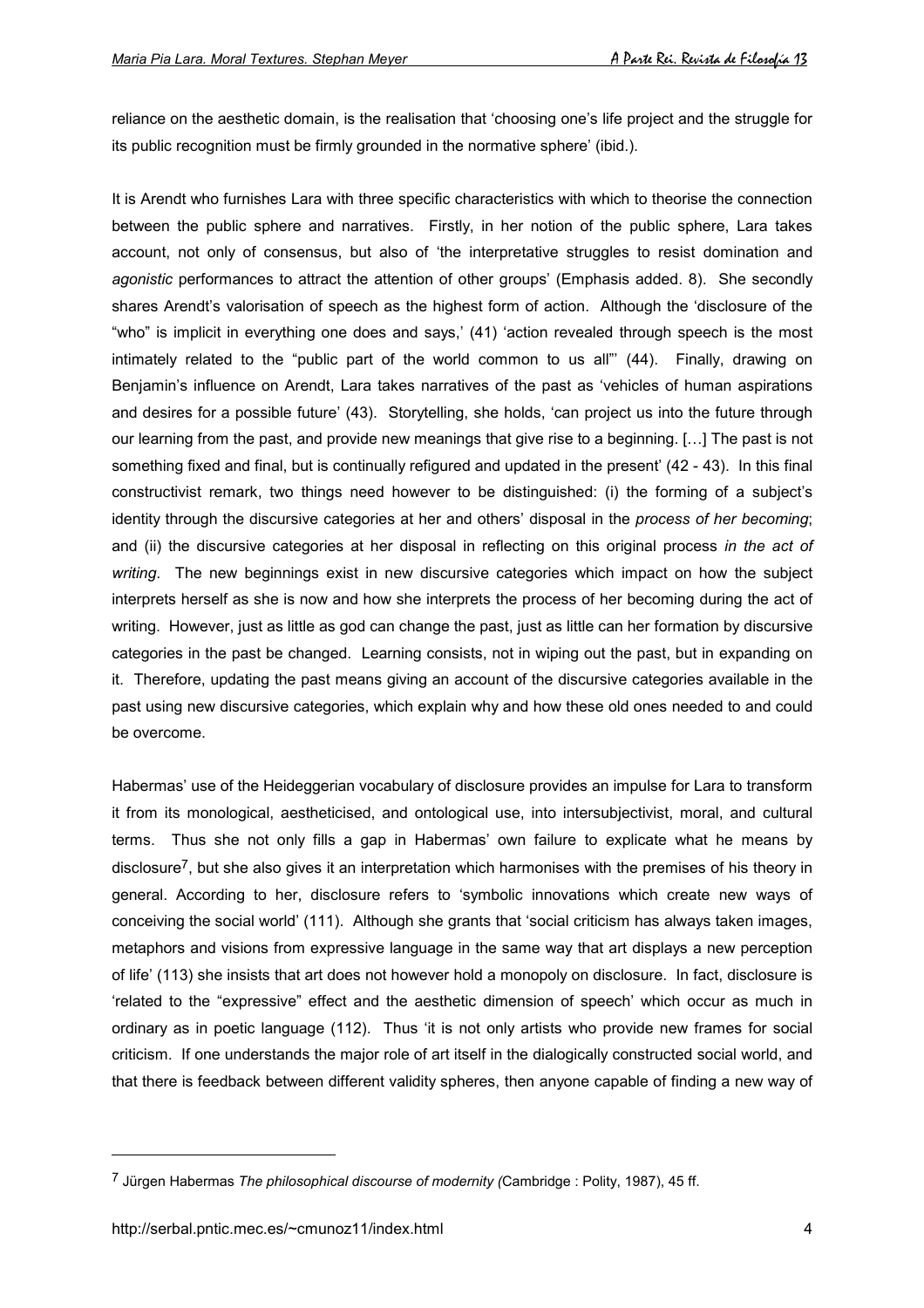reliance on the aesthetic domain, is the realisation that 'choosing one's life project and the struggle for its public recognition must be firmly grounded in the normative sphere' (ibid.).

It is Arendt who furnishes Lara with three specific characteristics with which to theorise the connection between the public sphere and narratives. Firstly, in her notion of the public sphere, Lara takes account, not only of consensus, but also of 'the interpretative struggles to resist domination and *agonistic* performances to attract the attention of other groups' (Emphasis added. 8). She secondly shares Arendt's valorisation of speech as the highest form of action. Although the 'disclosure of the "who" is implicit in everything one does and says,' (41) 'action revealed through speech is the most intimately related to the "public part of the world common to us all"' (44). Finally, drawing on Benjamin's influence on Arendt, Lara takes narratives of the past as 'vehicles of human aspirations and desires for a possible future' (43). Storytelling, she holds, 'can project us into the future through our learning from the past, and provide new meanings that give rise to a beginning. […] The past is not something fixed and final, but is continually refigured and updated in the present' (42 - 43). In this final constructivist remark, two things need however to be distinguished: (i) the forming of a subject's identity through the discursive categories at her and others' disposal in the *process of her becoming*; and (ii) the discursive categories at her disposal in reflecting on this original process *in the act of writing*. The new beginnings exist in new discursive categories which impact on how the subject interprets herself as she is now and how she interprets the process of her becoming during the act of writing. However, just as little as god can change the past, just as little can her formation by discursive categories in the past be changed. Learning consists, not in wiping out the past, but in expanding on it. Therefore, updating the past means giving an account of the discursive categories available in the past using new discursive categories, which explain why and how these old ones needed to and could be overcome.

Habermas' use of the Heideggerian vocabulary of disclosure provides an impulse for Lara to transform it from its monological, aestheticised, and ontological use, into intersubjectivist, moral, and cultural terms. Thus she not only fills a gap in Habermas' own failure to explicate what he means by disclosure[7], but she also gives it an interpretation which harmonises with the premises of his theory in general. According to her, disclosure refers to 'symbolic innovations which create new ways of conceiving the social world' (111). Although she grants that 'social criticism has always taken images, metaphors and visions from expressive language in the same way that art displays a new perception of life' (113) she insists that art does not however hold a monopoly on disclosure. In fact, disclosure is 'related to the "expressive" effect and the aesthetic dimension of speech' which occur as much in ordinary as in poetic language (112). Thus 'it is not only artists who provide new frames for social criticism. If one understands the major role of art itself in the dialogically constructed social world, and that there is feedback between different validity spheres, then anyone capable of finding a new way of

---

[7] Jürgen Habermas *The philosophical discourse of modernity (*Cambridge : Polity, 1987), 45 ff.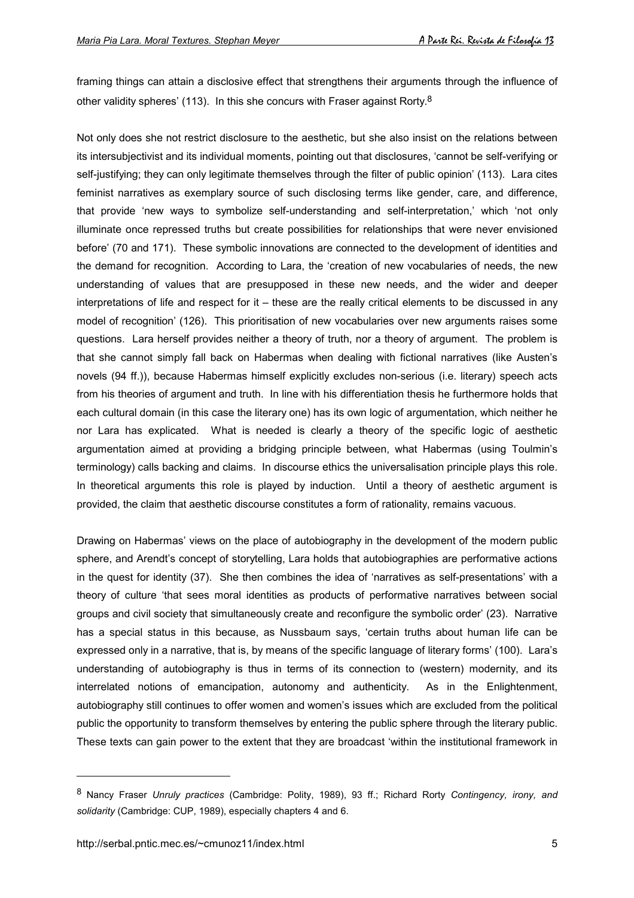framing things can attain a disclosive effect that strengthens their arguments through the influence of other validity spheres' (113). In this she concurs with Fraser against Rorty.[8]

Not only does she not restrict disclosure to the aesthetic, but she also insist on the relations between its intersubjectivist and its individual moments, pointing out that disclosures, 'cannot be self-verifying or self-justifying; they can only legitimate themselves through the filter of public opinion' (113). Lara cites feminist narratives as exemplary source of such disclosing terms like gender, care, and difference, that provide 'new ways to symbolize self-understanding and self-interpretation,' which 'not only illuminate once repressed truths but create possibilities for relationships that were never envisioned before' (70 and 171). These symbolic innovations are connected to the development of identities and the demand for recognition. According to Lara, the 'creation of new vocabularies of needs, the new understanding of values that are presupposed in these new needs, and the wider and deeper interpretations of life and respect for it – these are the really critical elements to be discussed in any model of recognition' (126). This prioritisation of new vocabularies over new arguments raises some questions. Lara herself provides neither a theory of truth, nor a theory of argument. The problem is that she cannot simply fall back on Habermas when dealing with fictional narratives (like Austen's novels (94 ff.)), because Habermas himself explicitly excludes non-serious (i.e. literary) speech acts from his theories of argument and truth. In line with his differentiation thesis he furthermore holds that each cultural domain (in this case the literary one) has its own logic of argumentation, which neither he nor Lara has explicated. What is needed is clearly a theory of the specific logic of aesthetic argumentation aimed at providing a bridging principle between, what Habermas (using Toulmin's terminology) calls backing and claims. In discourse ethics the universalisation principle plays this role. In theoretical arguments this role is played by induction. Until a theory of aesthetic argument is provided, the claim that aesthetic discourse constitutes a form of rationality, remains vacuous.

Drawing on Habermas' views on the place of autobiography in the development of the modern public sphere, and Arendt's concept of storytelling, Lara holds that autobiographies are performative actions in the quest for identity (37). She then combines the idea of 'narratives as self-presentations' with a theory of culture 'that sees moral identities as products of performative narratives between social groups and civil society that simultaneously create and reconfigure the symbolic order' (23). Narrative has a special status in this because, as Nussbaum says, 'certain truths about human life can be expressed only in a narrative, that is, by means of the specific language of literary forms' (100). Lara's understanding of autobiography is thus in terms of its connection to (western) modernity, and its interrelated notions of emancipation, autonomy and authenticity. As in the Enlightenment, autobiography still continues to offer women and women's issues which are excluded from the political public the opportunity to transform themselves by entering the public sphere through the literary public. These texts can gain power to the extent that they are broadcast 'within the institutional framework in

---

[8] Nancy Fraser *Unruly practices* (Cambridge: Polity, 1989), 93 ff.; Richard Rorty *Contingency, irony, and solidarity* (Cambridge: CUP, 1989), especially chapters 4 and 6.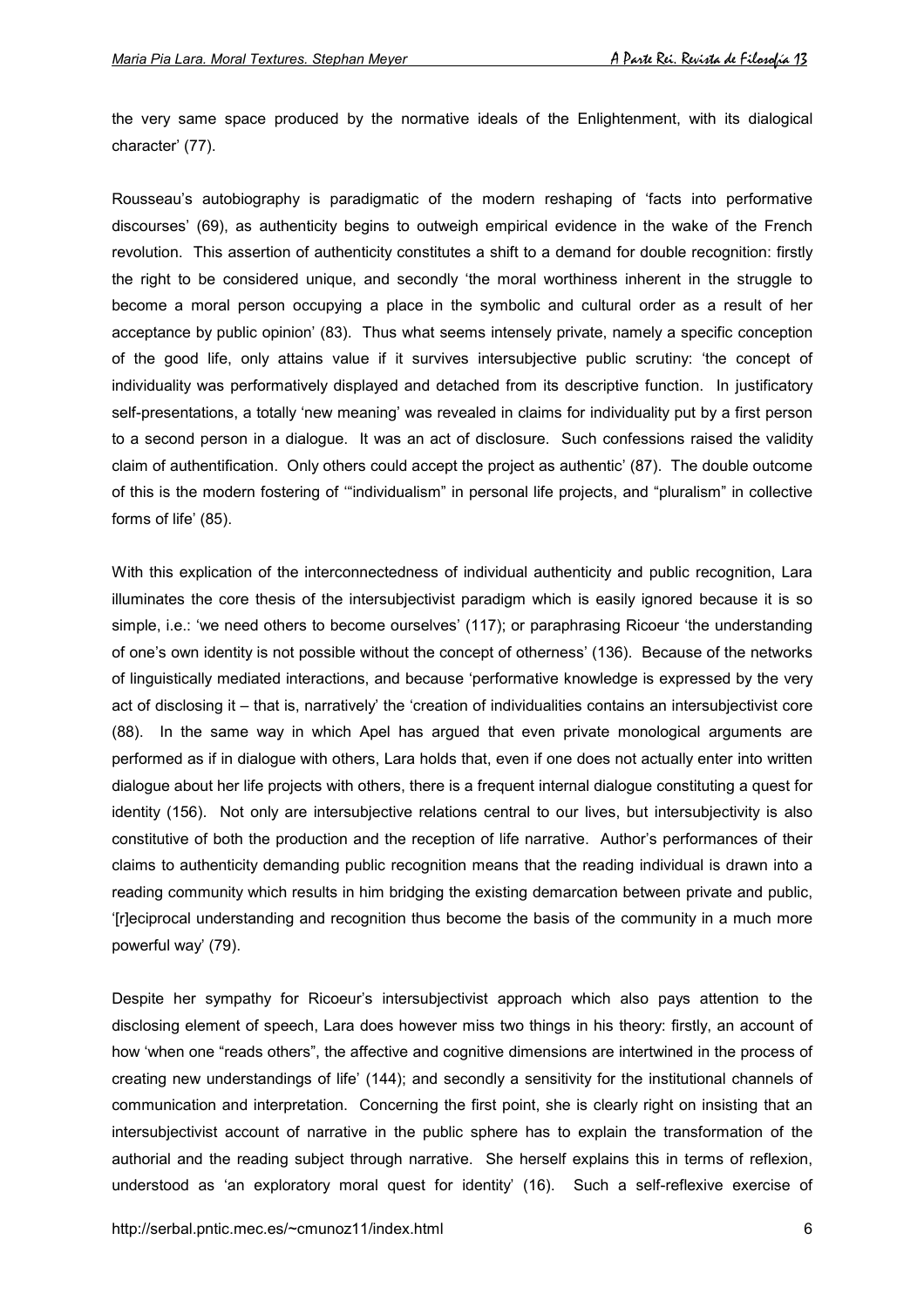the very same space produced by the normative ideals of the Enlightenment, with its dialogical character' (77).

Rousseau's autobiography is paradigmatic of the modern reshaping of 'facts into performative discourses' (69), as authenticity begins to outweigh empirical evidence in the wake of the French revolution. This assertion of authenticity constitutes a shift to a demand for double recognition: firstly the right to be considered unique, and secondly 'the moral worthiness inherent in the struggle to become a moral person occupying a place in the symbolic and cultural order as a result of her acceptance by public opinion' (83). Thus what seems intensely private, namely a specific conception of the good life, only attains value if it survives intersubjective public scrutiny: 'the concept of individuality was performatively displayed and detached from its descriptive function. In justificatory self-presentations, a totally 'new meaning' was revealed in claims for individuality put by a first person to a second person in a dialogue. It was an act of disclosure. Such confessions raised the validity claim of authentification. Only others could accept the project as authentic' (87). The double outcome of this is the modern fostering of '"individualism" in personal life projects, and "pluralism" in collective forms of life' (85).

With this explication of the interconnectedness of individual authenticity and public recognition, Lara illuminates the core thesis of the intersubjectivist paradigm which is easily ignored because it is so simple, i.e.: 'we need others to become ourselves' (117); or paraphrasing Ricoeur 'the understanding of one's own identity is not possible without the concept of otherness' (136). Because of the networks of linguistically mediated interactions, and because 'performative knowledge is expressed by the very act of disclosing it – that is, narratively' the 'creation of individualities contains an intersubjectivist core (88). In the same way in which Apel has argued that even private monological arguments are performed as if in dialogue with others, Lara holds that, even if one does not actually enter into written dialogue about her life projects with others, there is a frequent internal dialogue constituting a quest for identity (156). Not only are intersubjective relations central to our lives, but intersubjectivity is also constitutive of both the production and the reception of life narrative. Author's performances of their claims to authenticity demanding public recognition means that the reading individual is drawn into a reading community which results in him bridging the existing demarcation between private and public, '[r]eciprocal understanding and recognition thus become the basis of the community in a much more powerful way' (79).

Despite her sympathy for Ricoeur's intersubjectivist approach which also pays attention to the disclosing element of speech, Lara does however miss two things in his theory: firstly, an account of how 'when one "reads others", the affective and cognitive dimensions are intertwined in the process of creating new understandings of life' (144); and secondly a sensitivity for the institutional channels of communication and interpretation. Concerning the first point, she is clearly right on insisting that an intersubjectivist account of narrative in the public sphere has to explain the transformation of the authorial and the reading subject through narrative. She herself explains this in terms of reflexion, understood as 'an exploratory moral quest for identity' (16). Such a self-reflexive exercise of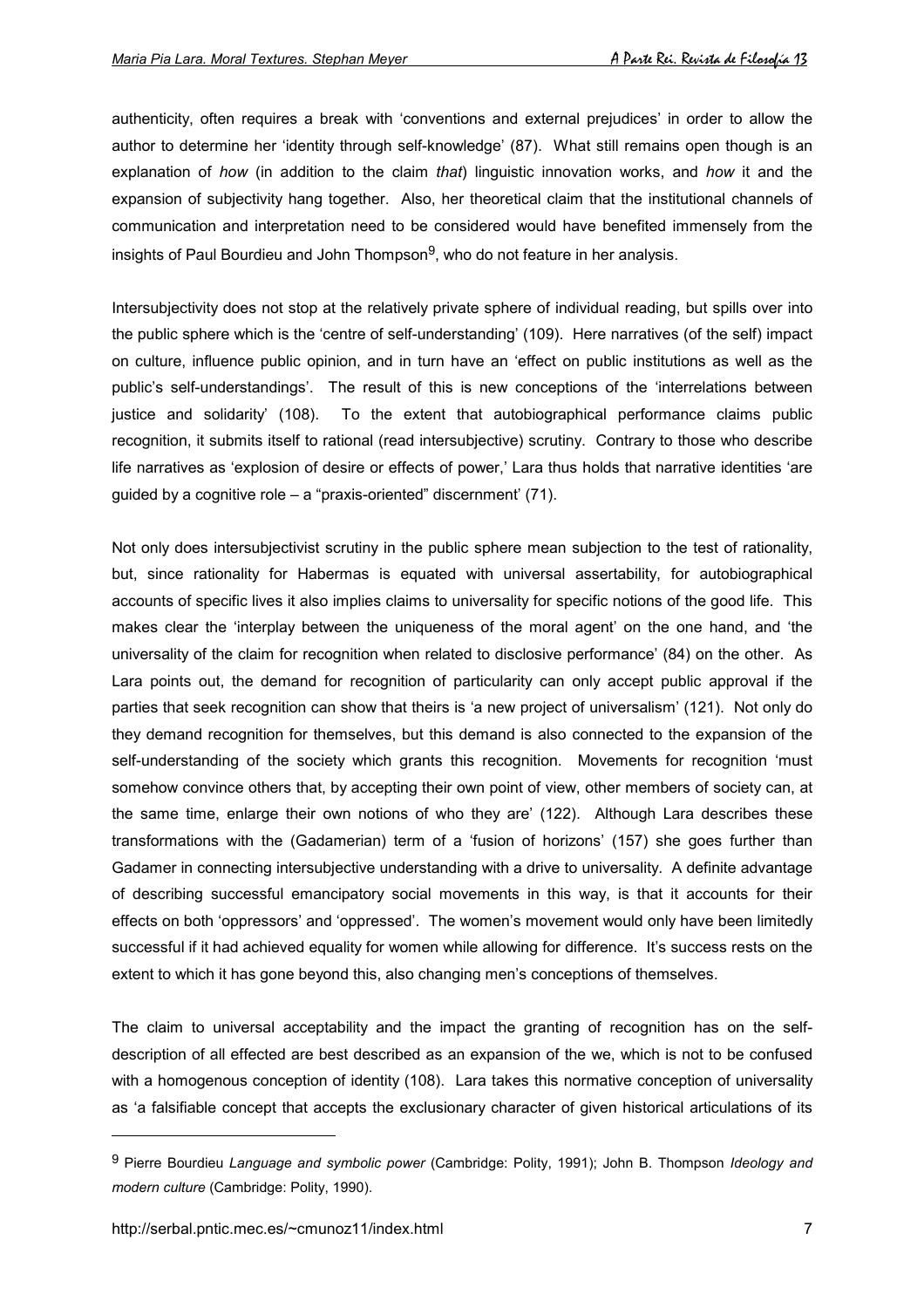authenticity, often requires a break with 'conventions and external prejudices' in order to allow the author to determine her 'identity through self-knowledge' (87). What still remains open though is an explanation of *how* (in addition to the claim *that*) linguistic innovation works, and *how* it and the expansion of subjectivity hang together. Also, her theoretical claim that the institutional channels of communication and interpretation need to be considered would have benefited immensely from the insights of Paul Bourdieu and John Thompson[9], who do not feature in her analysis.

Intersubjectivity does not stop at the relatively private sphere of individual reading, but spills over into the public sphere which is the 'centre of self-understanding' (109). Here narratives (of the self) impact on culture, influence public opinion, and in turn have an 'effect on public institutions as well as the public's self-understandings'. The result of this is new conceptions of the 'interrelations between justice and solidarity' (108). To the extent that autobiographical performance claims public recognition, it submits itself to rational (read intersubjective) scrutiny. Contrary to those who describe life narratives as 'explosion of desire or effects of power,' Lara thus holds that narrative identities 'are guided by a cognitive role – a "praxis-oriented" discernment' (71).

Not only does intersubjectivist scrutiny in the public sphere mean subjection to the test of rationality, but, since rationality for Habermas is equated with universal assertability, for autobiographical accounts of specific lives it also implies claims to universality for specific notions of the good life. This makes clear the 'interplay between the uniqueness of the moral agent' on the one hand, and 'the universality of the claim for recognition when related to disclosive performance' (84) on the other. As Lara points out, the demand for recognition of particularity can only accept public approval if the parties that seek recognition can show that theirs is 'a new project of universalism' (121). Not only do they demand recognition for themselves, but this demand is also connected to the expansion of the self-understanding of the society which grants this recognition. Movements for recognition 'must somehow convince others that, by accepting their own point of view, other members of society can, at the same time, enlarge their own notions of who they are' (122). Although Lara describes these transformations with the (Gadamerian) term of a 'fusion of horizons' (157) she goes further than Gadamer in connecting intersubjective understanding with a drive to universality. A definite advantage of describing successful emancipatory social movements in this way, is that it accounts for their effects on both 'oppressors' and 'oppressed'. The women's movement would only have been limitedly successful if it had achieved equality for women while allowing for difference. It's success rests on the extent to which it has gone beyond this, also changing men's conceptions of themselves.

The claim to universal acceptability and the impact the granting of recognition has on the self-description of all effected are best described as an expansion of the we, which is not to be confused with a homogenous conception of identity (108). Lara takes this normative conception of universality as 'a falsifiable concept that accepts the exclusionary character of given historical articulations of its

---

[9] Pierre Bourdieu *Language and symbolic power* (Cambridge: Polity, 1991); John B. Thompson *Ideology and modern culture* (Cambridge: Polity, 1990).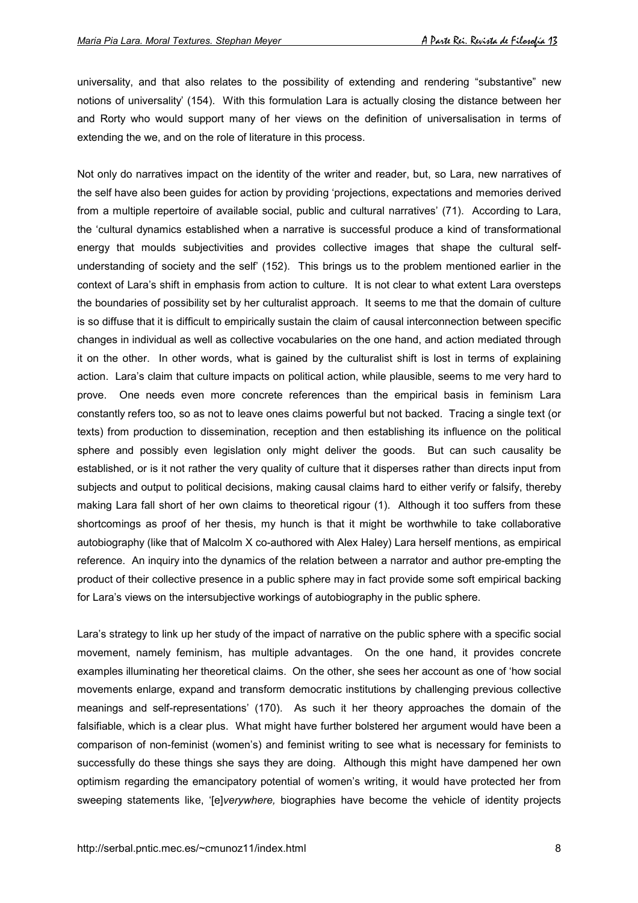universality, and that also relates to the possibility of extending and rendering "substantive" new notions of universality' (154). With this formulation Lara is actually closing the distance between her and Rorty who would support many of her views on the definition of universalisation in terms of extending the we, and on the role of literature in this process.

Not only do narratives impact on the identity of the writer and reader, but, so Lara, new narratives of the self have also been guides for action by providing 'projections, expectations and memories derived from a multiple repertoire of available social, public and cultural narratives' (71). According to Lara, the 'cultural dynamics established when a narrative is successful produce a kind of transformational energy that moulds subjectivities and provides collective images that shape the cultural self-understanding of society and the self' (152). This brings us to the problem mentioned earlier in the context of Lara's shift in emphasis from action to culture. It is not clear to what extent Lara oversteps the boundaries of possibility set by her culturalist approach. It seems to me that the domain of culture is so diffuse that it is difficult to empirically sustain the claim of causal interconnection between specific changes in individual as well as collective vocabularies on the one hand, and action mediated through it on the other. In other words, what is gained by the culturalist shift is lost in terms of explaining action. Lara's claim that culture impacts on political action, while plausible, seems to me very hard to prove. One needs even more concrete references than the empirical basis in feminism Lara constantly refers too, so as not to leave ones claims powerful but not backed. Tracing a single text (or texts) from production to dissemination, reception and then establishing its influence on the political sphere and possibly even legislation only might deliver the goods. But can such causality be established, or is it not rather the very quality of culture that it disperses rather than directs input from subjects and output to political decisions, making causal claims hard to either verify or falsify, thereby making Lara fall short of her own claims to theoretical rigour (1). Although it too suffers from these shortcomings as proof of her thesis, my hunch is that it might be worthwhile to take collaborative autobiography (like that of Malcolm X co-authored with Alex Haley) Lara herself mentions, as empirical reference. An inquiry into the dynamics of the relation between a narrator and author pre-empting the product of their collective presence in a public sphere may in fact provide some soft empirical backing for Lara's views on the intersubjective workings of autobiography in the public sphere.

Lara's strategy to link up her study of the impact of narrative on the public sphere with a specific social movement, namely feminism, has multiple advantages. On the one hand, it provides concrete examples illuminating her theoretical claims. On the other, she sees her account as one of 'how social movements enlarge, expand and transform democratic institutions by challenging previous collective meanings and self-representations' (170). As such it her theory approaches the domain of the falsifiable, which is a clear plus. What might have further bolstered her argument would have been a comparison of non-feminist (women's) and feminist writing to see what is necessary for feminists to successfully do these things she says they are doing. Although this might have dampened her own optimism regarding the emancipatory potential of women's writing, it would have protected her from sweeping statements like, '[e]*verywhere,* biographies have become the vehicle of identity projects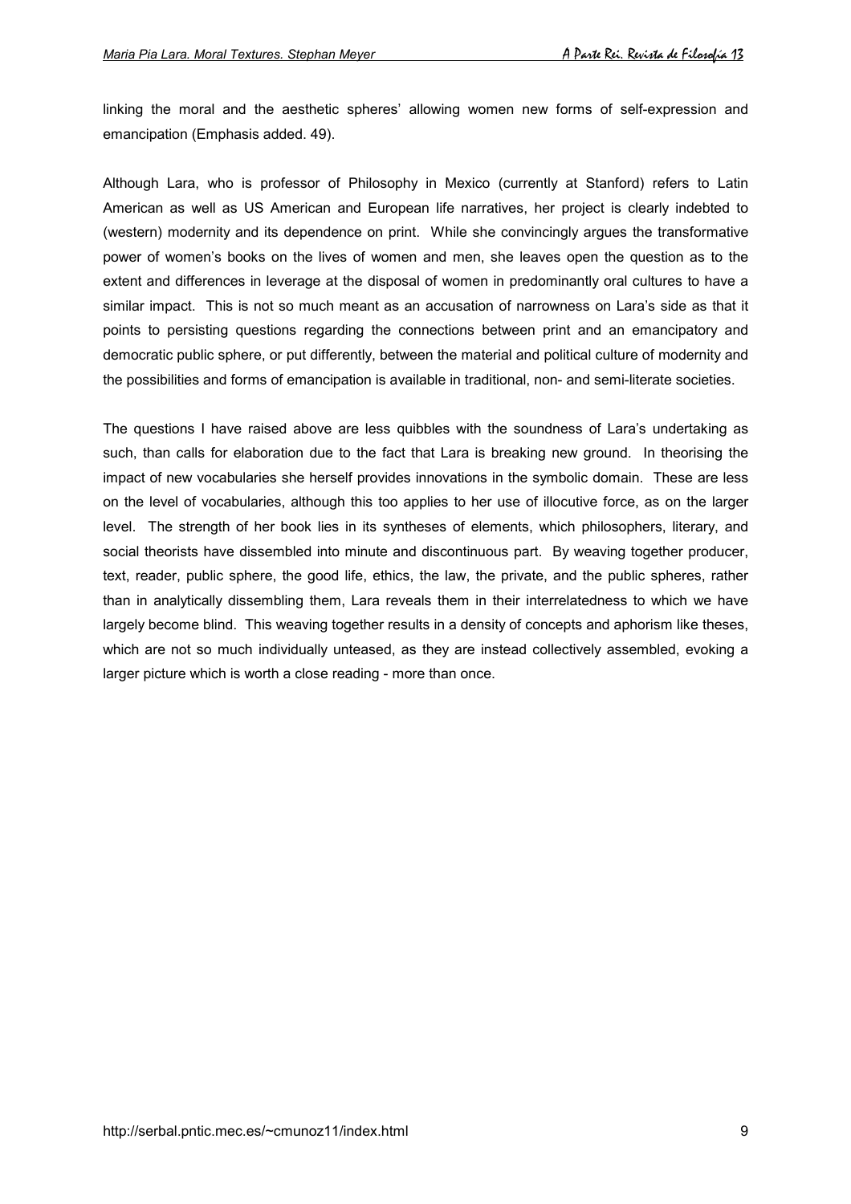linking the moral and the aesthetic spheres' allowing women new forms of self-expression and emancipation (Emphasis added. 49).

Although Lara, who is professor of Philosophy in Mexico (currently at Stanford) refers to Latin American as well as US American and European life narratives, her project is clearly indebted to (western) modernity and its dependence on print. While she convincingly argues the transformative power of women's books on the lives of women and men, she leaves open the question as to the extent and differences in leverage at the disposal of women in predominantly oral cultures to have a similar impact. This is not so much meant as an accusation of narrowness on Lara's side as that it points to persisting questions regarding the connections between print and an emancipatory and democratic public sphere, or put differently, between the material and political culture of modernity and the possibilities and forms of emancipation is available in traditional, non- and semi-literate societies.

The questions I have raised above are less quibbles with the soundness of Lara's undertaking as such, than calls for elaboration due to the fact that Lara is breaking new ground. In theorising the impact of new vocabularies she herself provides innovations in the symbolic domain. These are less on the level of vocabularies, although this too applies to her use of illocutive force, as on the larger level. The strength of her book lies in its syntheses of elements, which philosophers, literary, and social theorists have dissembled into minute and discontinuous part. By weaving together producer, text, reader, public sphere, the good life, ethics, the law, the private, and the public spheres, rather than in analytically dissembling them, Lara reveals them in their interrelatedness to which we have largely become blind. This weaving together results in a density of concepts and aphorism like theses, which are not so much individually unteased, as they are instead collectively assembled, evoking a larger picture which is worth a close reading - more than once.